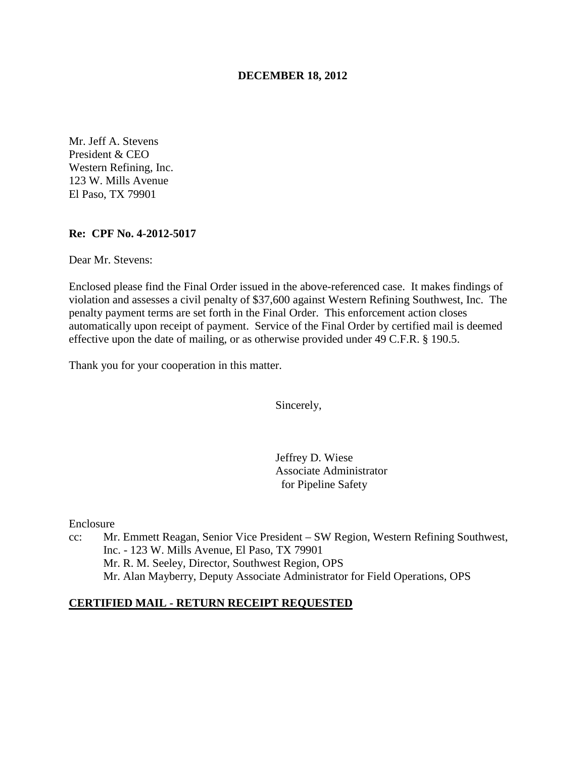**DECEMBER 18, 2012**

Mr. Jeff A. Stevens
President & CEO
Western Refining, Inc.
123 W. Mills Avenue
El Paso, TX 79901

**Re: CPF No. 4-2012-5017**

Dear Mr. Stevens:

Enclosed please find the Final Order issued in the above-referenced case. It makes findings of violation and assesses a civil penalty of $37,600 against Western Refining Southwest, Inc. The penalty payment terms are set forth in the Final Order. This enforcement action closes automatically upon receipt of payment. Service of the Final Order by certified mail is deemed effective upon the date of mailing, or as otherwise provided under 49 C.F.R. § 190.5.

Thank you for your cooperation in this matter.

Sincerely,

Jeffrey D. Wiese
Associate Administrator
for Pipeline Safety

Enclosure

cc: Mr. Emmett Reagan, Senior Vice President – SW Region, Western Refining Southwest, Inc. - 123 W. Mills Avenue, El Paso, TX 79901
Mr. R. M. Seeley, Director, Southwest Region, OPS
Mr. Alan Mayberry, Deputy Associate Administrator for Field Operations, OPS

**CERTIFIED MAIL - RETURN RECEIPT REQUESTED**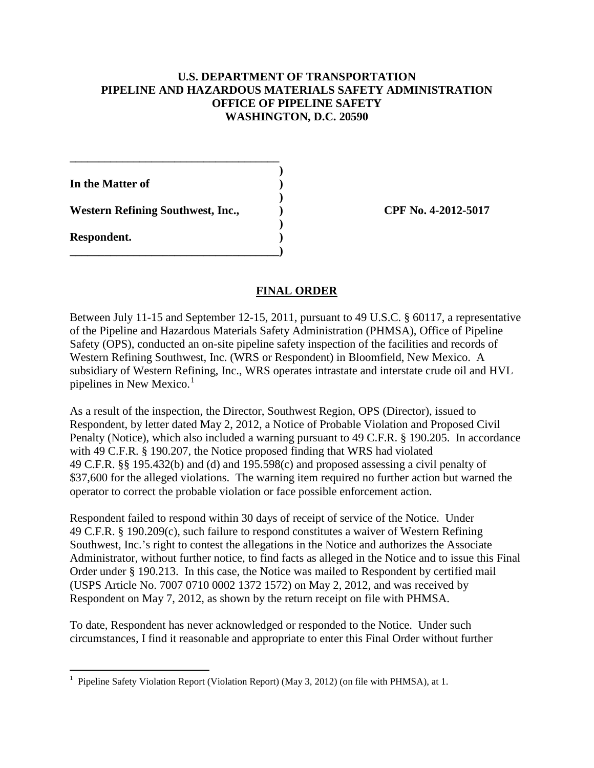**U.S. DEPARTMENT OF TRANSPORTATION**
**PIPELINE AND HAZARDOUS MATERIALS SAFETY ADMINISTRATION**
**OFFICE OF PIPELINE SAFETY**
**WASHINGTON, D.C. 20590**

| | |
|---|---|
| **In the Matter of** | |
| **Western Refining Southwest, Inc.,** | **CPF No. 4-2012-5017** |
| **Respondent.** | |

## FINAL ORDER

Between July 11-15 and September 12-15, 2011, pursuant to 49 U.S.C. § 60117, a representative of the Pipeline and Hazardous Materials Safety Administration (PHMSA), Office of Pipeline Safety (OPS), conducted an on-site pipeline safety inspection of the facilities and records of Western Refining Southwest, Inc. (WRS or Respondent) in Bloomfield, New Mexico. A subsidiary of Western Refining, Inc., WRS operates intrastate and interstate crude oil and HVL pipelines in New Mexico.[1]

As a result of the inspection, the Director, Southwest Region, OPS (Director), issued to Respondent, by letter dated May 2, 2012, a Notice of Probable Violation and Proposed Civil Penalty (Notice), which also included a warning pursuant to 49 C.F.R. § 190.205. In accordance with 49 C.F.R. § 190.207, the Notice proposed finding that WRS had violated 49 C.F.R. §§ 195.432(b) and (d) and 195.598(c) and proposed assessing a civil penalty of $37,600 for the alleged violations. The warning item required no further action but warned the operator to correct the probable violation or face possible enforcement action.

Respondent failed to respond within 30 days of receipt of service of the Notice. Under 49 C.F.R. § 190.209(c), such failure to respond constitutes a waiver of Western Refining Southwest, Inc.'s right to contest the allegations in the Notice and authorizes the Associate Administrator, without further notice, to find facts as alleged in the Notice and to issue this Final Order under § 190.213. In this case, the Notice was mailed to Respondent by certified mail (USPS Article No. 7007 0710 0002 1372 1572) on May 2, 2012, and was received by Respondent on May 7, 2012, as shown by the return receipt on file with PHMSA.

To date, Respondent has never acknowledged or responded to the Notice. Under such circumstances, I find it reasonable and appropriate to enter this Final Order without further

[1] Pipeline Safety Violation Report (Violation Report) (May 3, 2012) (on file with PHMSA), at 1.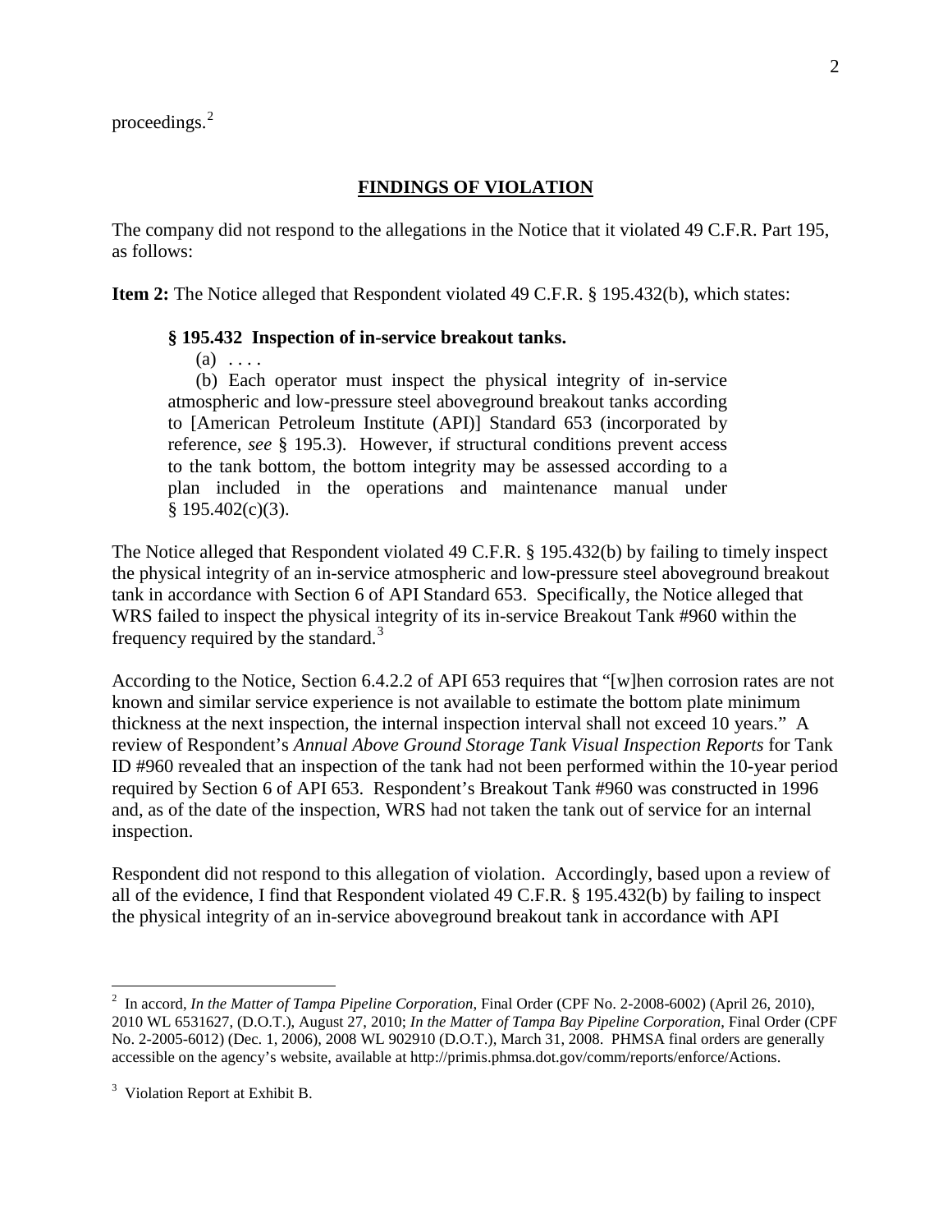proceedings.[2]

## FINDINGS OF VIOLATION

The company did not respond to the allegations in the Notice that it violated 49 C.F.R. Part 195, as follows:

**Item 2:** The Notice alleged that Respondent violated 49 C.F.R. § 195.432(b), which states:

> **§ 195.432 Inspection of in-service breakout tanks.**
>
> (a) . . . .
>
> (b) Each operator must inspect the physical integrity of in-service atmospheric and low-pressure steel aboveground breakout tanks according to [American Petroleum Institute (API)] Standard 653 (incorporated by reference, *see* § 195.3). However, if structural conditions prevent access to the tank bottom, the bottom integrity may be assessed according to a plan included in the operations and maintenance manual under § 195.402(c)(3).

The Notice alleged that Respondent violated 49 C.F.R. § 195.432(b) by failing to timely inspect the physical integrity of an in-service atmospheric and low-pressure steel aboveground breakout tank in accordance with Section 6 of API Standard 653. Specifically, the Notice alleged that WRS failed to inspect the physical integrity of its in-service Breakout Tank #960 within the frequency required by the standard.[3]

According to the Notice, Section 6.4.2.2 of API 653 requires that "[w]hen corrosion rates are not known and similar service experience is not available to estimate the bottom plate minimum thickness at the next inspection, the internal inspection interval shall not exceed 10 years." A review of Respondent's *Annual Above Ground Storage Tank Visual Inspection Reports* for Tank ID #960 revealed that an inspection of the tank had not been performed within the 10-year period required by Section 6 of API 653. Respondent's Breakout Tank #960 was constructed in 1996 and, as of the date of the inspection, WRS had not taken the tank out of service for an internal inspection.

Respondent did not respond to this allegation of violation. Accordingly, based upon a review of all of the evidence, I find that Respondent violated 49 C.F.R. § 195.432(b) by failing to inspect the physical integrity of an in-service aboveground breakout tank in accordance with API

---

[2] In accord, *In the Matter of Tampa Pipeline Corporation*, Final Order (CPF No. 2-2008-6002) (April 26, 2010), 2010 WL 6531627, (D.O.T.), August 27, 2010; *In the Matter of Tampa Bay Pipeline Corporation*, Final Order (CPF No. 2-2005-6012) (Dec. 1, 2006), 2008 WL 902910 (D.O.T.), March 31, 2008. PHMSA final orders are generally accessible on the agency's website, available at http://primis.phmsa.dot.gov/comm/reports/enforce/Actions.

[3] Violation Report at Exhibit B.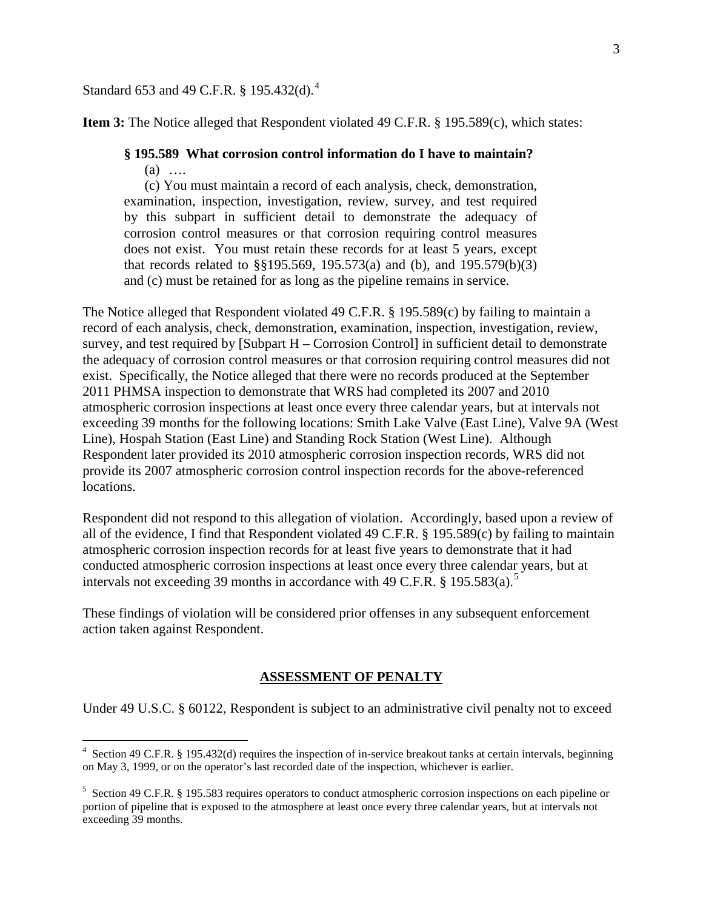Standard 653 and 49 C.F.R. § 195.432(d).[4]

**Item 3:** The Notice alleged that Respondent violated 49 C.F.R. § 195.589(c), which states:

> **§ 195.589 What corrosion control information do I have to maintain?**
>
> (a) ….
>
> (c) You must maintain a record of each analysis, check, demonstration, examination, inspection, investigation, review, survey, and test required by this subpart in sufficient detail to demonstrate the adequacy of corrosion control measures or that corrosion requiring control measures does not exist. You must retain these records for at least 5 years, except that records related to §§195.569, 195.573(a) and (b), and 195.579(b)(3) and (c) must be retained for as long as the pipeline remains in service.

The Notice alleged that Respondent violated 49 C.F.R. § 195.589(c) by failing to maintain a record of each analysis, check, demonstration, examination, inspection, investigation, review, survey, and test required by [Subpart H – Corrosion Control] in sufficient detail to demonstrate the adequacy of corrosion control measures or that corrosion requiring control measures did not exist. Specifically, the Notice alleged that there were no records produced at the September 2011 PHMSA inspection to demonstrate that WRS had completed its 2007 and 2010 atmospheric corrosion inspections at least once every three calendar years, but at intervals not exceeding 39 months for the following locations: Smith Lake Valve (East Line), Valve 9A (West Line), Hospah Station (East Line) and Standing Rock Station (West Line). Although Respondent later provided its 2010 atmospheric corrosion inspection records, WRS did not provide its 2007 atmospheric corrosion control inspection records for the above-referenced locations.

Respondent did not respond to this allegation of violation. Accordingly, based upon a review of all of the evidence, I find that Respondent violated 49 C.F.R. § 195.589(c) by failing to maintain atmospheric corrosion inspection records for at least five years to demonstrate that it had conducted atmospheric corrosion inspections at least once every three calendar years, but at intervals not exceeding 39 months in accordance with 49 C.F.R. § 195.583(a).[5]

These findings of violation will be considered prior offenses in any subsequent enforcement action taken against Respondent.

## ASSESSMENT OF PENALTY

Under 49 U.S.C. § 60122, Respondent is subject to an administrative civil penalty not to exceed

---

[4] Section 49 C.F.R. § 195.432(d) requires the inspection of in-service breakout tanks at certain intervals, beginning on May 3, 1999, or on the operator's last recorded date of the inspection, whichever is earlier.

[5] Section 49 C.F.R. § 195.583 requires operators to conduct atmospheric corrosion inspections on each pipeline or portion of pipeline that is exposed to the atmosphere at least once every three calendar years, but at intervals not exceeding 39 months.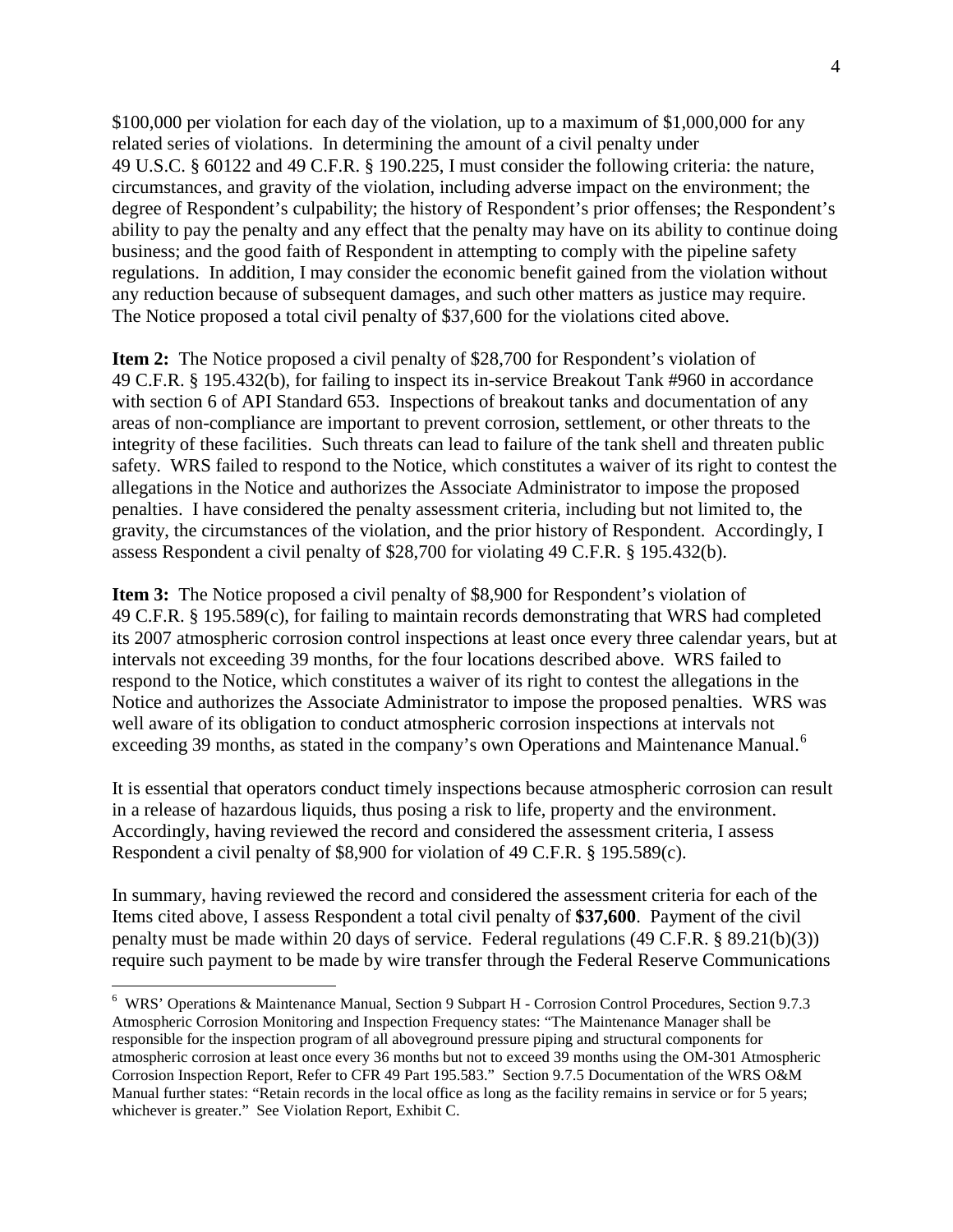$100,000 per violation for each day of the violation, up to a maximum of $1,000,000 for any related series of violations. In determining the amount of a civil penalty under 49 U.S.C. § 60122 and 49 C.F.R. § 190.225, I must consider the following criteria: the nature, circumstances, and gravity of the violation, including adverse impact on the environment; the degree of Respondent's culpability; the history of Respondent's prior offenses; the Respondent's ability to pay the penalty and any effect that the penalty may have on its ability to continue doing business; and the good faith of Respondent in attempting to comply with the pipeline safety regulations. In addition, I may consider the economic benefit gained from the violation without any reduction because of subsequent damages, and such other matters as justice may require. The Notice proposed a total civil penalty of $37,600 for the violations cited above.

**Item 2:** The Notice proposed a civil penalty of $28,700 for Respondent's violation of 49 C.F.R. § 195.432(b), for failing to inspect its in-service Breakout Tank #960 in accordance with section 6 of API Standard 653. Inspections of breakout tanks and documentation of any areas of non-compliance are important to prevent corrosion, settlement, or other threats to the integrity of these facilities. Such threats can lead to failure of the tank shell and threaten public safety. WRS failed to respond to the Notice, which constitutes a waiver of its right to contest the allegations in the Notice and authorizes the Associate Administrator to impose the proposed penalties. I have considered the penalty assessment criteria, including but not limited to, the gravity, the circumstances of the violation, and the prior history of Respondent. Accordingly, I assess Respondent a civil penalty of $28,700 for violating 49 C.F.R. § 195.432(b).

**Item 3:** The Notice proposed a civil penalty of $8,900 for Respondent's violation of 49 C.F.R. § 195.589(c), for failing to maintain records demonstrating that WRS had completed its 2007 atmospheric corrosion control inspections at least once every three calendar years, but at intervals not exceeding 39 months, for the four locations described above. WRS failed to respond to the Notice, which constitutes a waiver of its right to contest the allegations in the Notice and authorizes the Associate Administrator to impose the proposed penalties. WRS was well aware of its obligation to conduct atmospheric corrosion inspections at intervals not exceeding 39 months, as stated in the company's own Operations and Maintenance Manual.[6]

It is essential that operators conduct timely inspections because atmospheric corrosion can result in a release of hazardous liquids, thus posing a risk to life, property and the environment. Accordingly, having reviewed the record and considered the assessment criteria, I assess Respondent a civil penalty of $8,900 for violation of 49 C.F.R. § 195.589(c).

In summary, having reviewed the record and considered the assessment criteria for each of the Items cited above, I assess Respondent a total civil penalty of **$37,600**. Payment of the civil penalty must be made within 20 days of service. Federal regulations (49 C.F.R. § 89.21(b)(3)) require such payment to be made by wire transfer through the Federal Reserve Communications

---

[6] WRS' Operations & Maintenance Manual, Section 9 Subpart H - Corrosion Control Procedures, Section 9.7.3 Atmospheric Corrosion Monitoring and Inspection Frequency states: "The Maintenance Manager shall be responsible for the inspection program of all aboveground pressure piping and structural components for atmospheric corrosion at least once every 36 months but not to exceed 39 months using the OM-301 Atmospheric Corrosion Inspection Report, Refer to CFR 49 Part 195.583." Section 9.7.5 Documentation of the WRS O&M Manual further states: "Retain records in the local office as long as the facility remains in service or for 5 years; whichever is greater." See Violation Report, Exhibit C.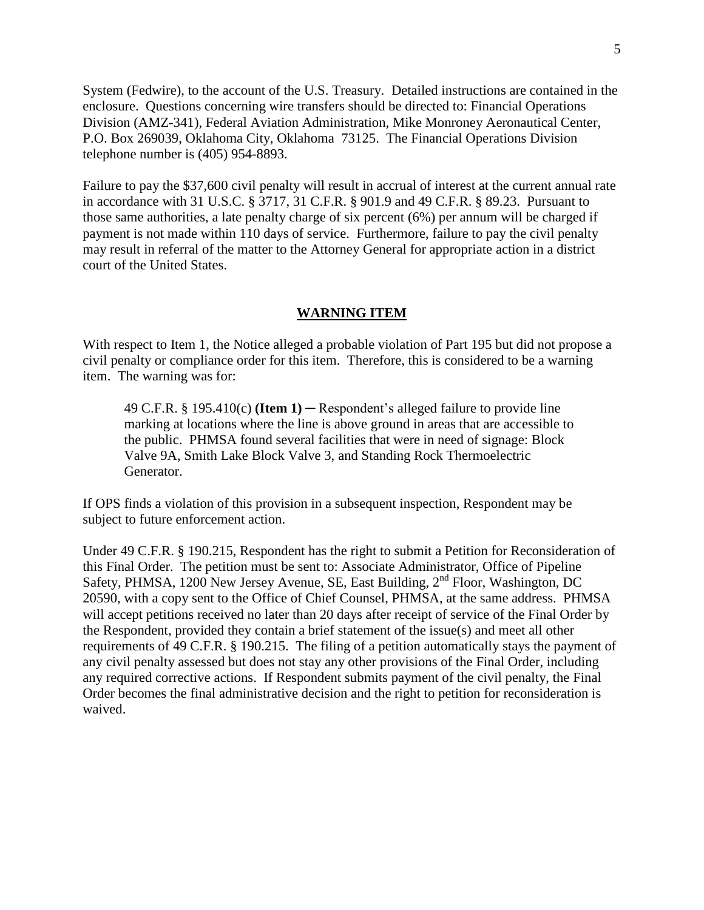System (Fedwire), to the account of the U.S. Treasury. Detailed instructions are contained in the enclosure. Questions concerning wire transfers should be directed to: Financial Operations Division (AMZ-341), Federal Aviation Administration, Mike Monroney Aeronautical Center, P.O. Box 269039, Oklahoma City, Oklahoma 73125. The Financial Operations Division telephone number is (405) 954-8893.

Failure to pay the $37,600 civil penalty will result in accrual of interest at the current annual rate in accordance with 31 U.S.C. § 3717, 31 C.F.R. § 901.9 and 49 C.F.R. § 89.23. Pursuant to those same authorities, a late penalty charge of six percent (6%) per annum will be charged if payment is not made within 110 days of service. Furthermore, failure to pay the civil penalty may result in referral of the matter to the Attorney General for appropriate action in a district court of the United States.

## **WARNING ITEM**

With respect to Item 1, the Notice alleged a probable violation of Part 195 but did not propose a civil penalty or compliance order for this item. Therefore, this is considered to be a warning item. The warning was for:

> 49 C.F.R. § 195.410(c) **(Item 1)** ─ Respondent's alleged failure to provide line marking at locations where the line is above ground in areas that are accessible to the public. PHMSA found several facilities that were in need of signage: Block Valve 9A, Smith Lake Block Valve 3, and Standing Rock Thermoelectric Generator.

If OPS finds a violation of this provision in a subsequent inspection, Respondent may be subject to future enforcement action.

Under 49 C.F.R. § 190.215, Respondent has the right to submit a Petition for Reconsideration of this Final Order. The petition must be sent to: Associate Administrator, Office of Pipeline Safety, PHMSA, 1200 New Jersey Avenue, SE, East Building, 2nd Floor, Washington, DC 20590, with a copy sent to the Office of Chief Counsel, PHMSA, at the same address. PHMSA will accept petitions received no later than 20 days after receipt of service of the Final Order by the Respondent, provided they contain a brief statement of the issue(s) and meet all other requirements of 49 C.F.R. § 190.215. The filing of a petition automatically stays the payment of any civil penalty assessed but does not stay any other provisions of the Final Order, including any required corrective actions. If Respondent submits payment of the civil penalty, the Final Order becomes the final administrative decision and the right to petition for reconsideration is waived.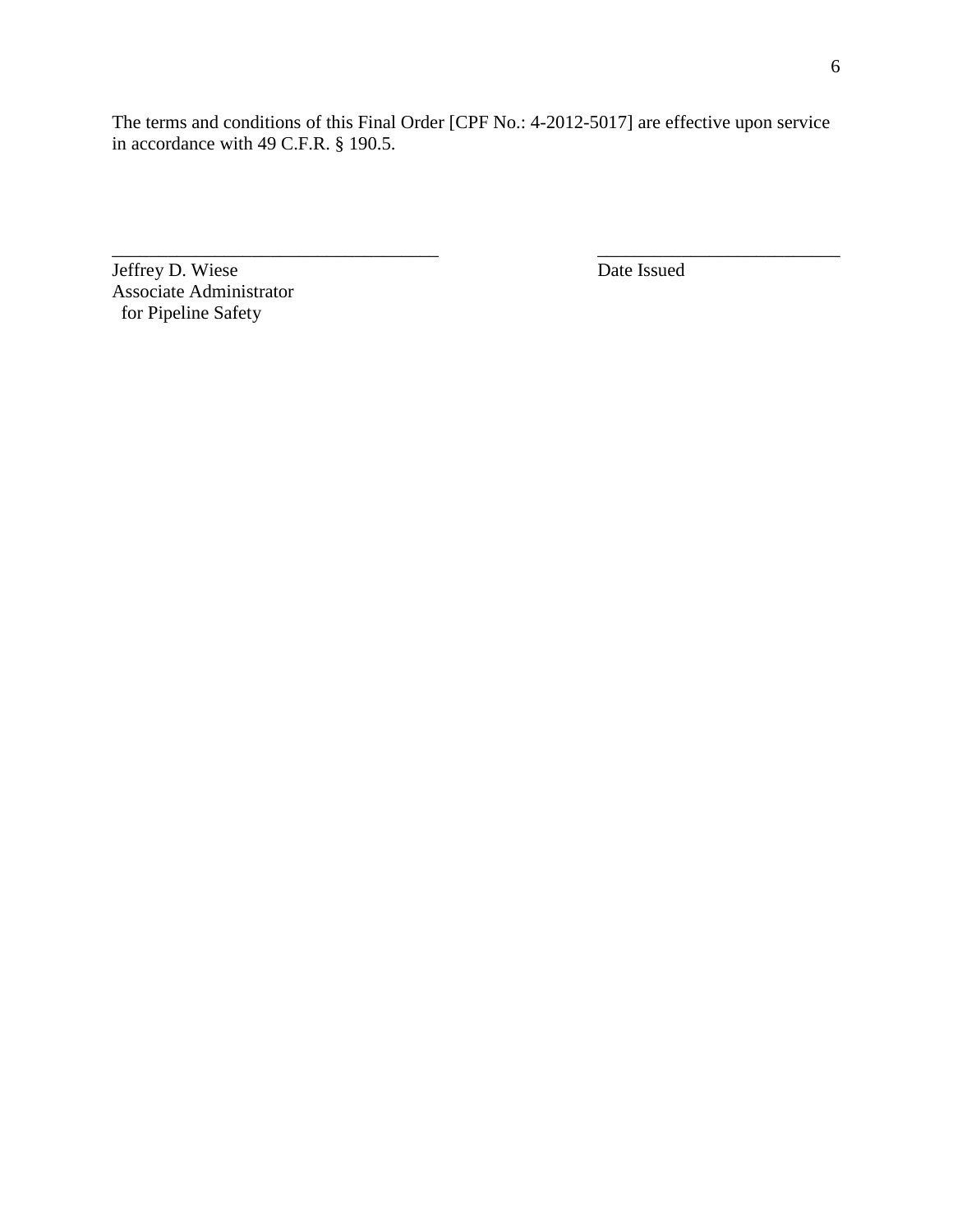The terms and conditions of this Final Order [CPF No.: 4-2012-5017] are effective upon service in accordance with 49 C.F.R. § 190.5.

\_\_\_\_\_\_\_\_\_\_\_\_\_\_\_\_\_\_\_\_\_\_\_\_\_\_\_\_\_\_\_\_\_\_\_\_
Jeffrey D. Wiese
Associate Administrator
for Pipeline Safety

\_\_\_\_\_\_\_\_\_\_\_\_\_\_\_\_\_\_\_\_\_\_\_\_\_\_\_
Date Issued